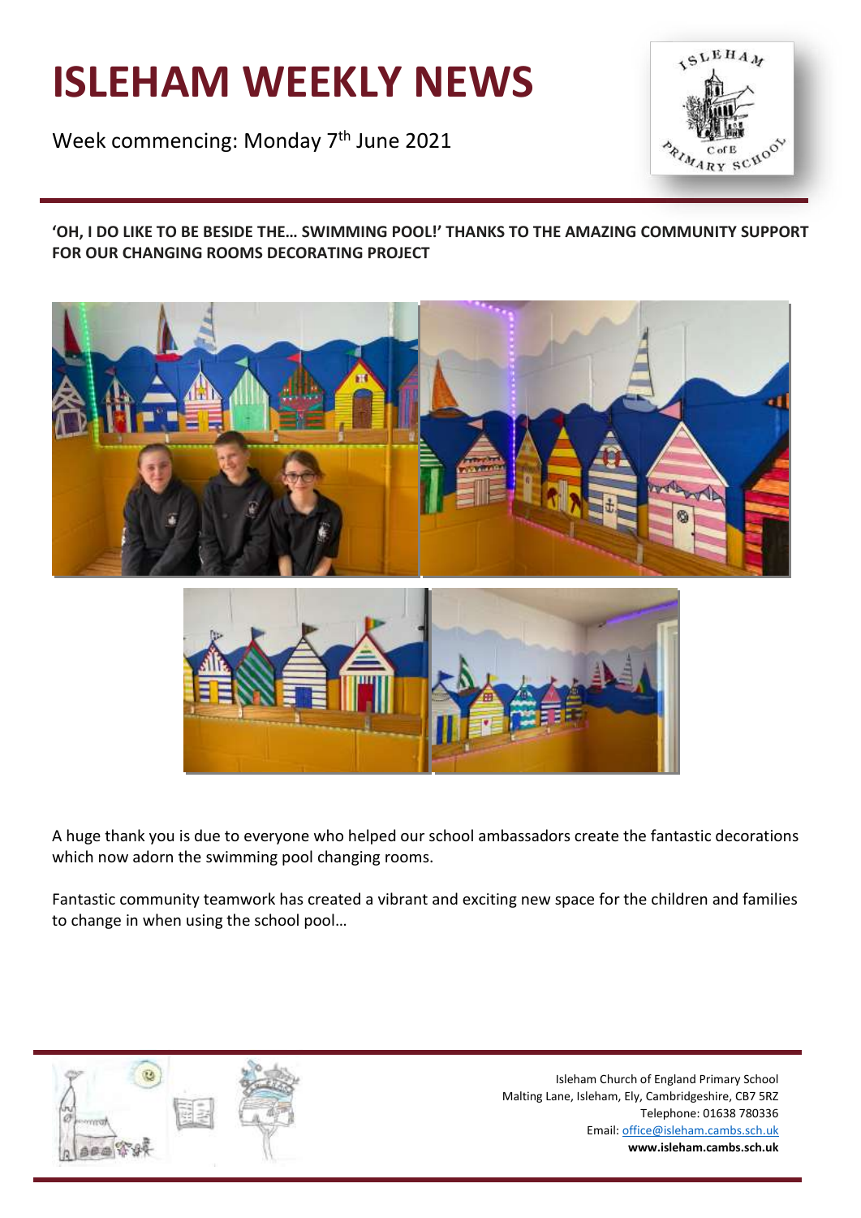# ISLEHAM WEEKLY NEWS

Week commencing: Monday 7th June 2021

**'OH, I DO LIKE TO BE BESIDE THE… SWIMMING POOL!' THANKS TO THE AMAZING COMMUNITY SUPPORT FOR OUR CHANGING ROOMS DECORATING PROJECT**

A huge thank you is due to everyone who helped our school ambassadors create the fantastic decorations which now adorn the swimming pool changing rooms.

Fantastic community teamwork has created a vibrant and exciting new space for the children and families to change in when using the school pool…

Isleham Church of England Primary School
Malting Lane, Isleham, Ely, Cambridgeshire, CB7 5RZ
Telephone: 01638 780336
Email: office@isleham.cambs.sch.uk
**www.isleham.cambs.sch.uk**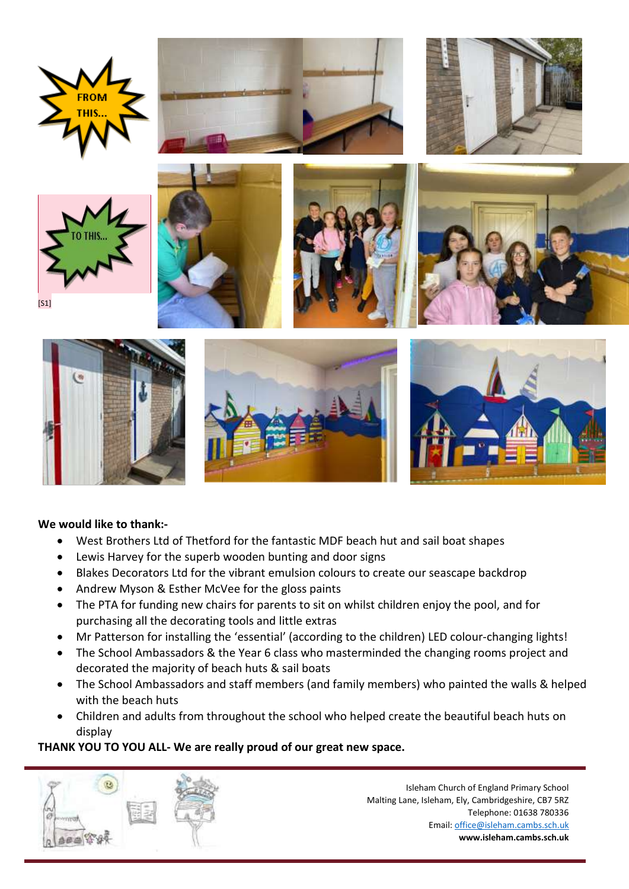FROM THIS...

TO THIS...

[S1]

**We would like to thank:-**

- West Brothers Ltd of Thetford for the fantastic MDF beach hut and sail boat shapes
- Lewis Harvey for the superb wooden bunting and door signs
- Blakes Decorators Ltd for the vibrant emulsion colours to create our seascape backdrop
- Andrew Myson & Esther McVee for the gloss paints
- The PTA for funding new chairs for parents to sit on whilst children enjoy the pool, and for purchasing all the decorating tools and little extras
- Mr Patterson for installing the 'essential' (according to the children) LED colour-changing lights!
- The School Ambassadors & the Year 6 class who masterminded the changing rooms project and decorated the majority of beach huts & sail boats
- The School Ambassadors and staff members (and family members) who painted the walls & helped with the beach huts
- Children and adults from throughout the school who helped create the beautiful beach huts on display

**THANK YOU TO YOU ALL- We are really proud of our great new space.**

Isleham Church of England Primary School
Malting Lane, Isleham, Ely, Cambridgeshire, CB7 5RZ
Telephone: 01638 780336
Email: office@isleham.cambs.sch.uk
**www.isleham.cambs.sch.uk**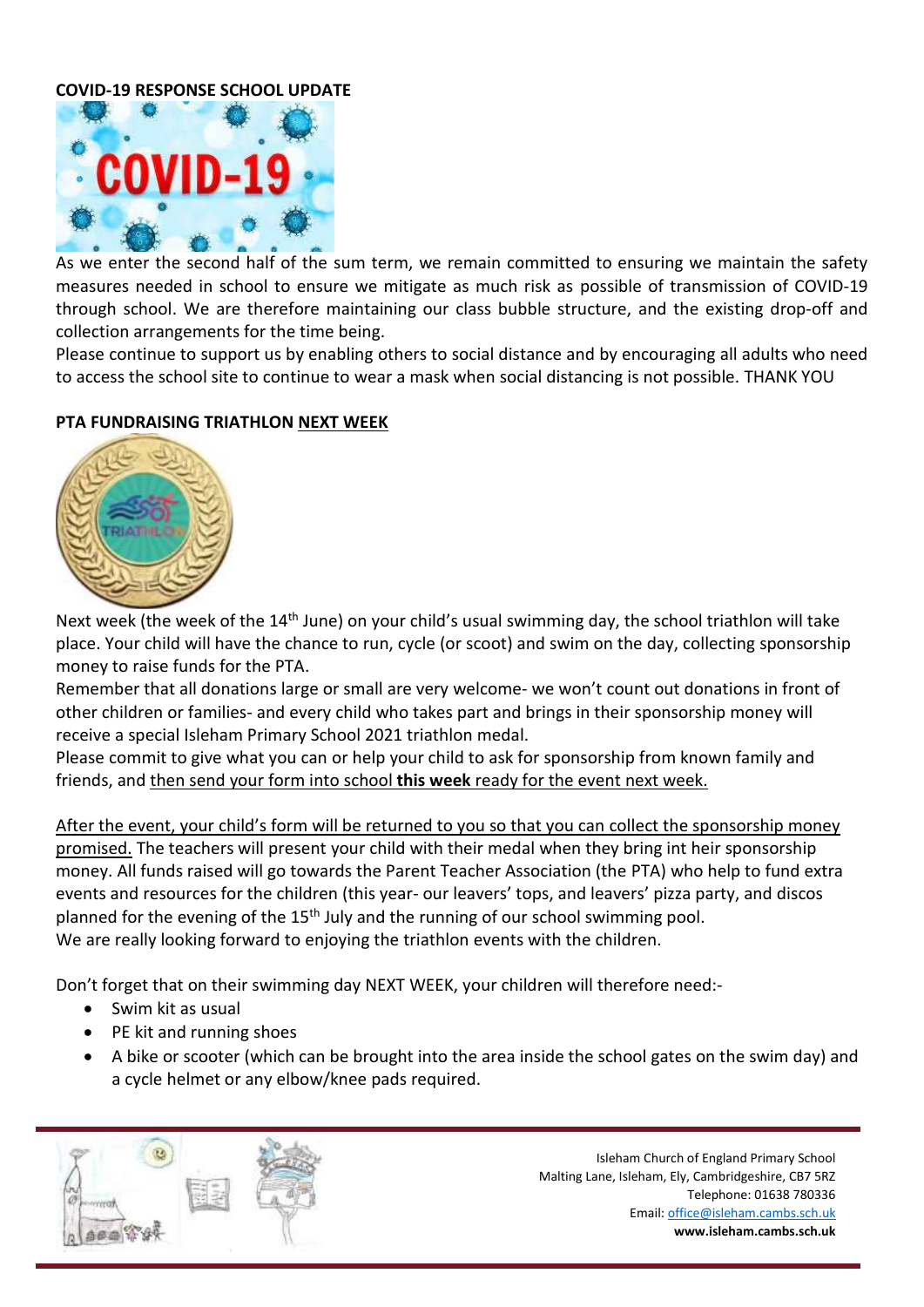**COVID-19 RESPONSE SCHOOL UPDATE**

As we enter the second half of the sum term, we remain committed to ensuring we maintain the safety measures needed in school to ensure we mitigate as much risk as possible of transmission of COVID-19 through school. We are therefore maintaining our class bubble structure, and the existing drop-off and collection arrangements for the time being.

Please continue to support us by enabling others to social distance and by encouraging all adults who need to access the school site to continue to wear a mask when social distancing is not possible. THANK YOU

**PTA FUNDRAISING TRIATHLON NEXT WEEK**

Next week (the week of the 14th June) on your child's usual swimming day, the school triathlon will take place. Your child will have the chance to run, cycle (or scoot) and swim on the day, collecting sponsorship money to raise funds for the PTA.

Remember that all donations large or small are very welcome- we won't count out donations in front of other children or families- and every child who takes part and brings in their sponsorship money will receive a special Isleham Primary School 2021 triathlon medal.

Please commit to give what you can or help your child to ask for sponsorship from known family and friends, and then send your form into school **this week** ready for the event next week.

After the event, your child's form will be returned to you so that you can collect the sponsorship money promised. The teachers will present your child with their medal when they bring int heir sponsorship money. All funds raised will go towards the Parent Teacher Association (the PTA) who help to fund extra events and resources for the children (this year- our leavers' tops, and leavers' pizza party, and discos planned for the evening of the 15th July and the running of our school swimming pool.

We are really looking forward to enjoying the triathlon events with the children.

Don't forget that on their swimming day NEXT WEEK, your children will therefore need:-

- Swim kit as usual
- PE kit and running shoes
- A bike or scooter (which can be brought into the area inside the school gates on the swim day) and a cycle helmet or any elbow/knee pads required.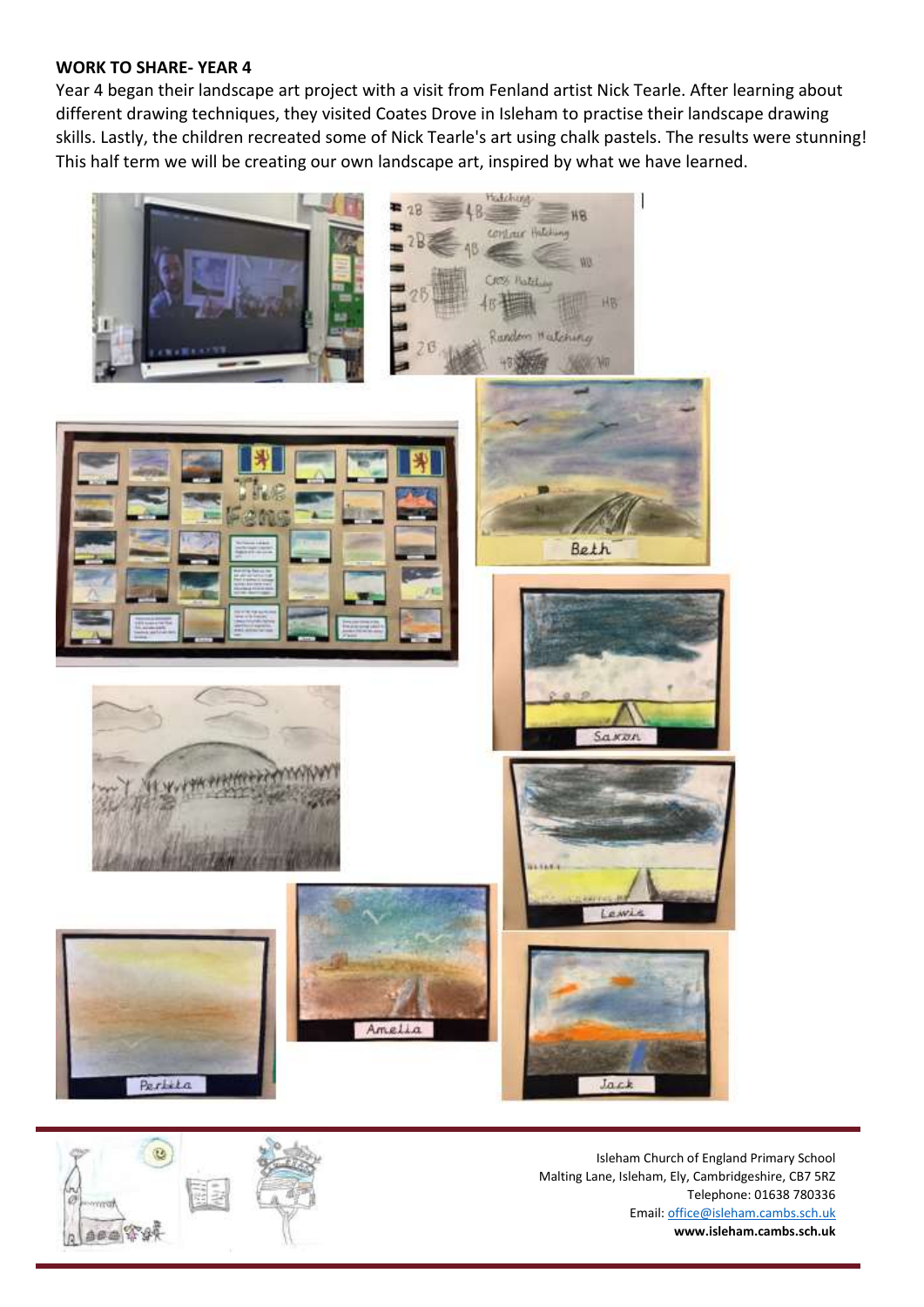**WORK TO SHARE- YEAR 4**

Year 4 began their landscape art project with a visit from Fenland artist Nick Tearle. After learning about different drawing techniques, they visited Coates Drove in Isleham to practise their landscape drawing skills. Lastly, the children recreated some of Nick Tearle's art using chalk pastels. The results were stunning! This half term we will be creating our own landscape art, inspired by what we have learned.

Isleham Church of England Primary School
Malting Lane, Isleham, Ely, Cambridgeshire, CB7 5RZ
Telephone: 01638 780336
Email: office@isleham.cambs.sch.uk
**www.isleham.cambs.sch.uk**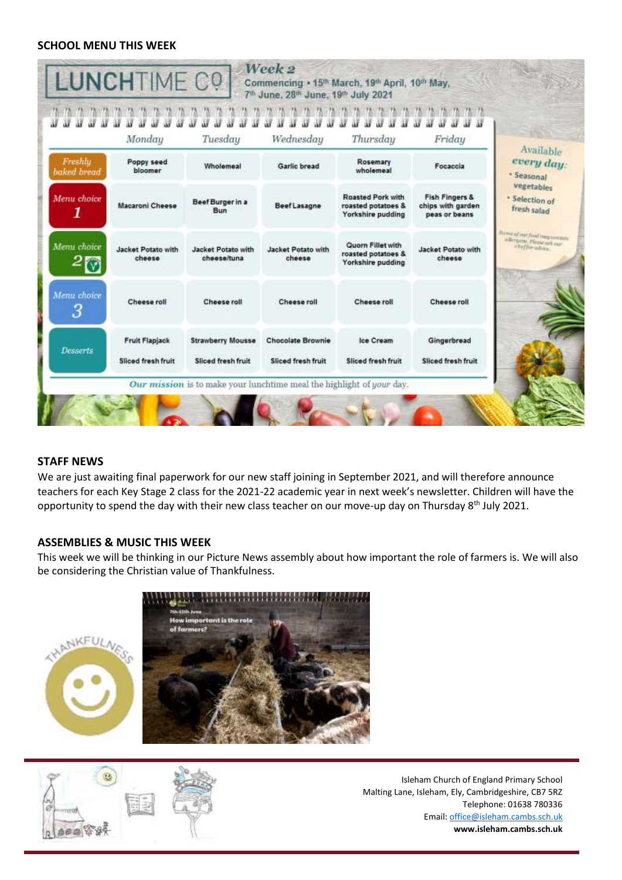**SCHOOL MENU THIS WEEK**

**LUNCHTIME CO**

*Week 2*

Commencing • 15th March, 19th April, 10th May, 7th June, 28th June, 19th July 2021

| | Monday | Tuesday | Wednesday | Thursday | Friday |
|---|---|---|---|---|---|
| Freshly baked bread | Poppy seed bloomer | Wholemeal | Garlic bread | Rosemary wholemeal | Focaccia |
| Menu choice 1 | Macaroni Cheese | Beef Burger in a Bun | Beef Lasagne | Roasted Pork with roasted potatoes & Yorkshire pudding | Fish Fingers & chips with garden peas or beans |
| Menu choice 2 (V) | Jacket Potato with cheese | Jacket Potato with cheese/tuna | Jacket Potato with cheese | Quorn Fillet with roasted potatoes & Yorkshire pudding | Jacket Potato with cheese |
| Menu choice 3 | Cheese roll | Cheese roll | Cheese roll | Cheese roll | Cheese roll |
| Desserts | Fruit Flapjack<br>Sliced fresh fruit | Strawberry Mousse<br>Sliced fresh fruit | Chocolate Brownie<br>Sliced fresh fruit | Ice Cream<br>Sliced fresh fruit | Gingerbread<br>Sliced fresh fruit |

Available *every day*:
- Seasonal vegetables
- Selection of fresh salad

Some of our food may contain allergens. Please ask our chef for advice.

*Our mission* is to make your lunchtime meal the highlight of *your* day.

**STAFF NEWS**

We are just awaiting final paperwork for our new staff joining in September 2021, and will therefore announce teachers for each Key Stage 2 class for the 2021-22 academic year in next week's newsletter. Children will have the opportunity to spend the day with their new class teacher on our move-up day on Thursday 8th July 2021.

**ASSEMBLIES & MUSIC THIS WEEK**

This week we will be thinking in our Picture News assembly about how important the role of farmers is. We will also be considering the Christian value of Thankfulness.

Isleham Church of England Primary School
Malting Lane, Isleham, Ely, Cambridgeshire, CB7 5RZ
Telephone: 01638 780336
Email: office@isleham.cambs.sch.uk
**www.isleham.cambs.sch.uk**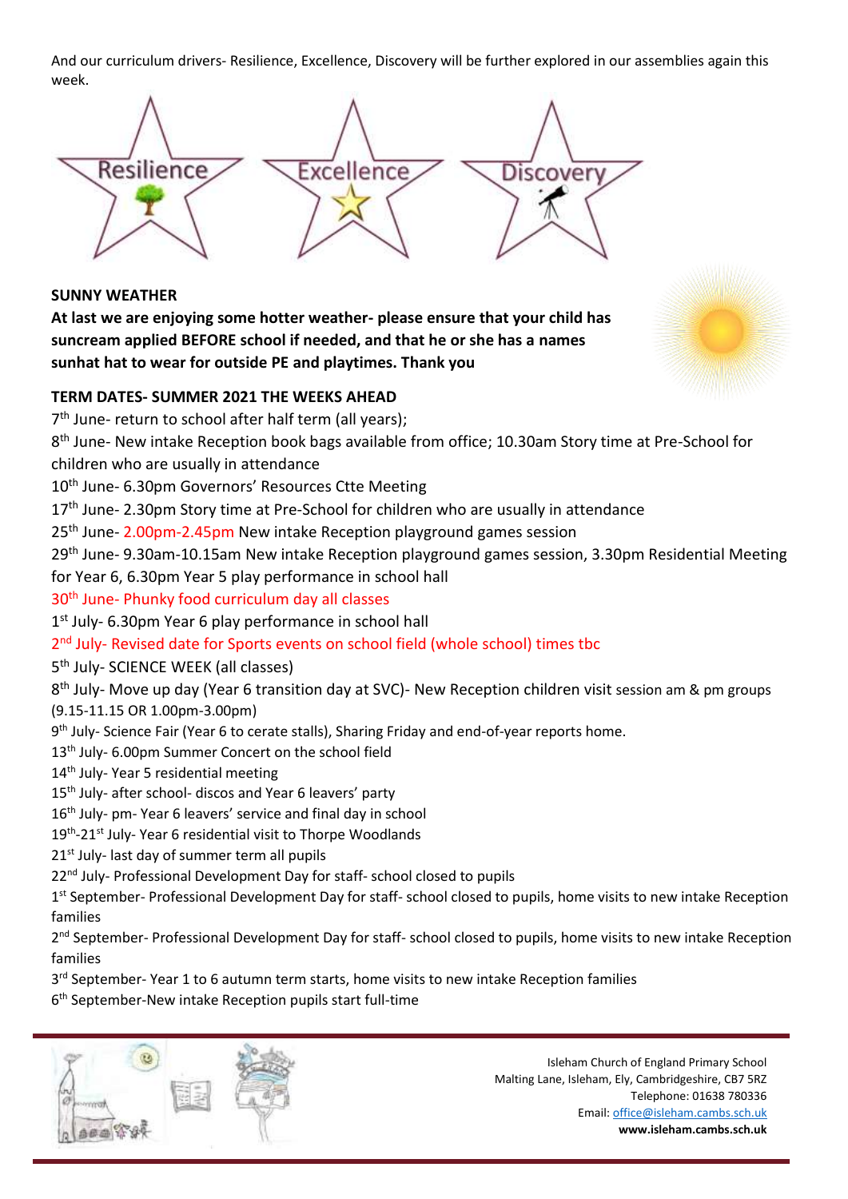And our curriculum drivers- Resilience, Excellence, Discovery will be further explored in our assemblies again this week.

Resilience

Excellence

Discovery

**SUNNY WEATHER**

**At last we are enjoying some hotter weather- please ensure that your child has suncream applied BEFORE school if needed, and that he or she has a names sunhat hat to wear for outside PE and playtimes. Thank you**

**TERM DATES- SUMMER 2021 THE WEEKS AHEAD**

7th June- return to school after half term (all years);

8th June- New intake Reception book bags available from office; 10.30am Story time at Pre-School for children who are usually in attendance

10th June- 6.30pm Governors' Resources Ctte Meeting

17th June- 2.30pm Story time at Pre-School for children who are usually in attendance

25th June- 2.00pm-2.45pm New intake Reception playground games session

29th June- 9.30am-10.15am New intake Reception playground games session, 3.30pm Residential Meeting for Year 6, 6.30pm Year 5 play performance in school hall

30th June- Phunky food curriculum day all classes

1st July- 6.30pm Year 6 play performance in school hall

2nd July- Revised date for Sports events on school field (whole school) times tbc

5th July- SCIENCE WEEK (all classes)

8th July- Move up day (Year 6 transition day at SVC)- New Reception children visit session am & pm groups (9.15-11.15 OR 1.00pm-3.00pm)

9th July- Science Fair (Year 6 to cerate stalls), Sharing Friday and end-of-year reports home.

13th July- 6.00pm Summer Concert on the school field

14th July- Year 5 residential meeting

15th July- after school- discos and Year 6 leavers' party

16th July- pm- Year 6 leavers' service and final day in school

19th-21st July- Year 6 residential visit to Thorpe Woodlands

21st July- last day of summer term all pupils

22nd July- Professional Development Day for staff- school closed to pupils

1st September- Professional Development Day for staff- school closed to pupils, home visits to new intake Reception families

2nd September- Professional Development Day for staff- school closed to pupils, home visits to new intake Reception families

3rd September- Year 1 to 6 autumn term starts, home visits to new intake Reception families

6th September-New intake Reception pupils start full-time

Isleham Church of England Primary School
Malting Lane, Isleham, Ely, Cambridgeshire, CB7 5RZ
Telephone: 01638 780336
Email: office@isleham.cambs.sch.uk
**www.isleham.cambs.sch.uk**